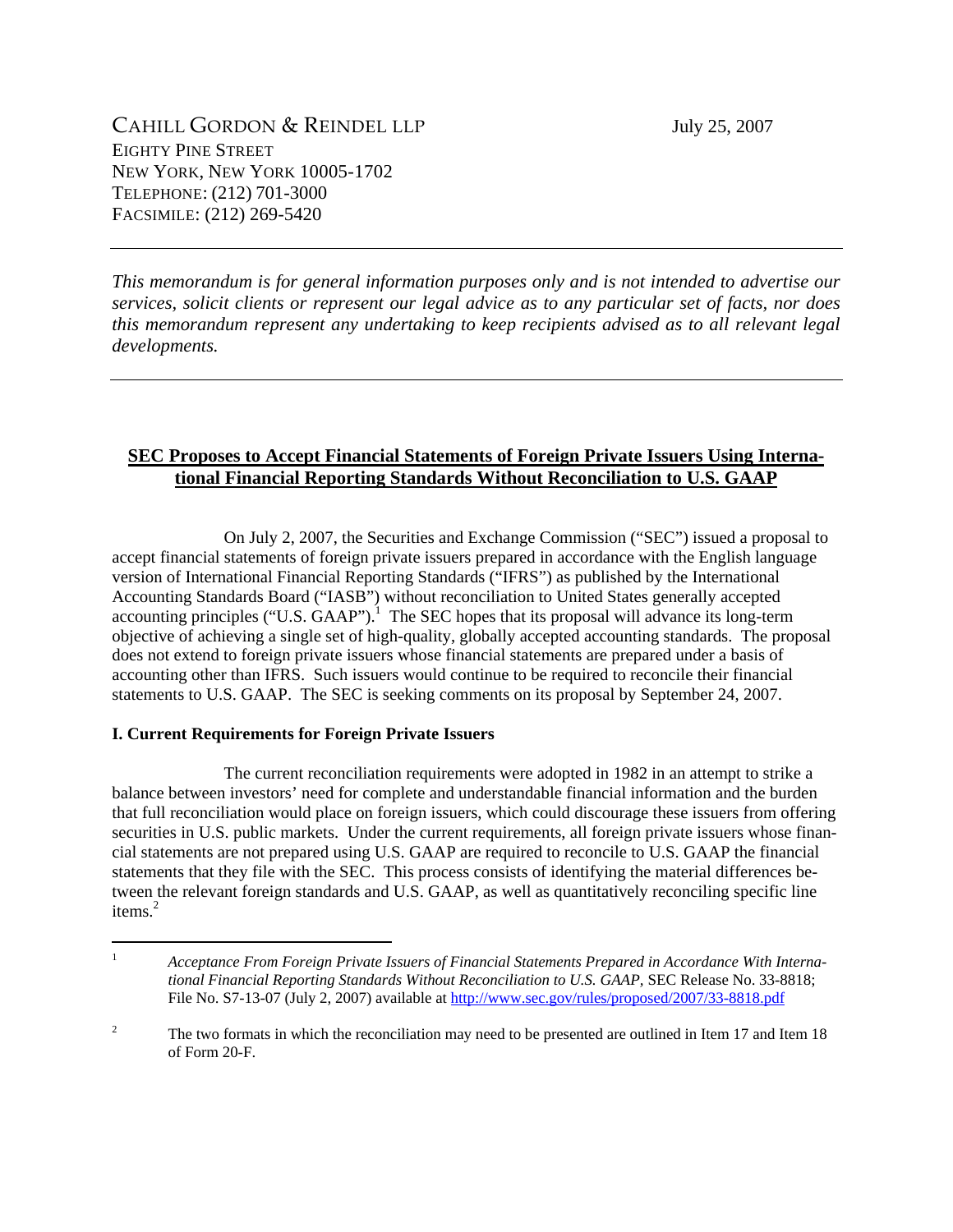CAHILL GORDON & REINDEL LLP

EIGHTY PINE STREET
NEW YORK, NEW YORK 10005-1702
TELEPHONE: (212) 701-3000
FACSIMILE: (212) 269-5420

July 25, 2007

---

*This memorandum is for general information purposes only and is not intended to advertise our services, solicit clients or represent our legal advice as to any particular set of facts, nor does this memorandum represent any undertaking to keep recipients advised as to all relevant legal developments.*

---

## SEC Proposes to Accept Financial Statements of Foreign Private Issuers Using International Financial Reporting Standards Without Reconciliation to U.S. GAAP

On July 2, 2007, the Securities and Exchange Commission ("SEC") issued a proposal to accept financial statements of foreign private issuers prepared in accordance with the English language version of International Financial Reporting Standards ("IFRS") as published by the International Accounting Standards Board ("IASB") without reconciliation to United States generally accepted accounting principles ("U.S. GAAP").[1] The SEC hopes that its proposal will advance its long-term objective of achieving a single set of high-quality, globally accepted accounting standards. The proposal does not extend to foreign private issuers whose financial statements are prepared under a basis of accounting other than IFRS. Such issuers would continue to be required to reconcile their financial statements to U.S. GAAP. The SEC is seeking comments on its proposal by September 24, 2007.

### I. Current Requirements for Foreign Private Issuers

The current reconciliation requirements were adopted in 1982 in an attempt to strike a balance between investors' need for complete and understandable financial information and the burden that full reconciliation would place on foreign issuers, which could discourage these issuers from offering securities in U.S. public markets. Under the current requirements, all foreign private issuers whose financial statements are not prepared using U.S. GAAP are required to reconcile to U.S. GAAP the financial statements that they file with the SEC. This process consists of identifying the material differences between the relevant foreign standards and U.S. GAAP, as well as quantitatively reconciling specific line items.[2]

---

[1] *Acceptance From Foreign Private Issuers of Financial Statements Prepared in Accordance With International Financial Reporting Standards Without Reconciliation to U.S. GAAP*, SEC Release No. 33-8818; File No. S7-13-07 (July 2, 2007) available at http://www.sec.gov/rules/proposed/2007/33-8818.pdf

[2] The two formats in which the reconciliation may need to be presented are outlined in Item 17 and Item 18 of Form 20-F.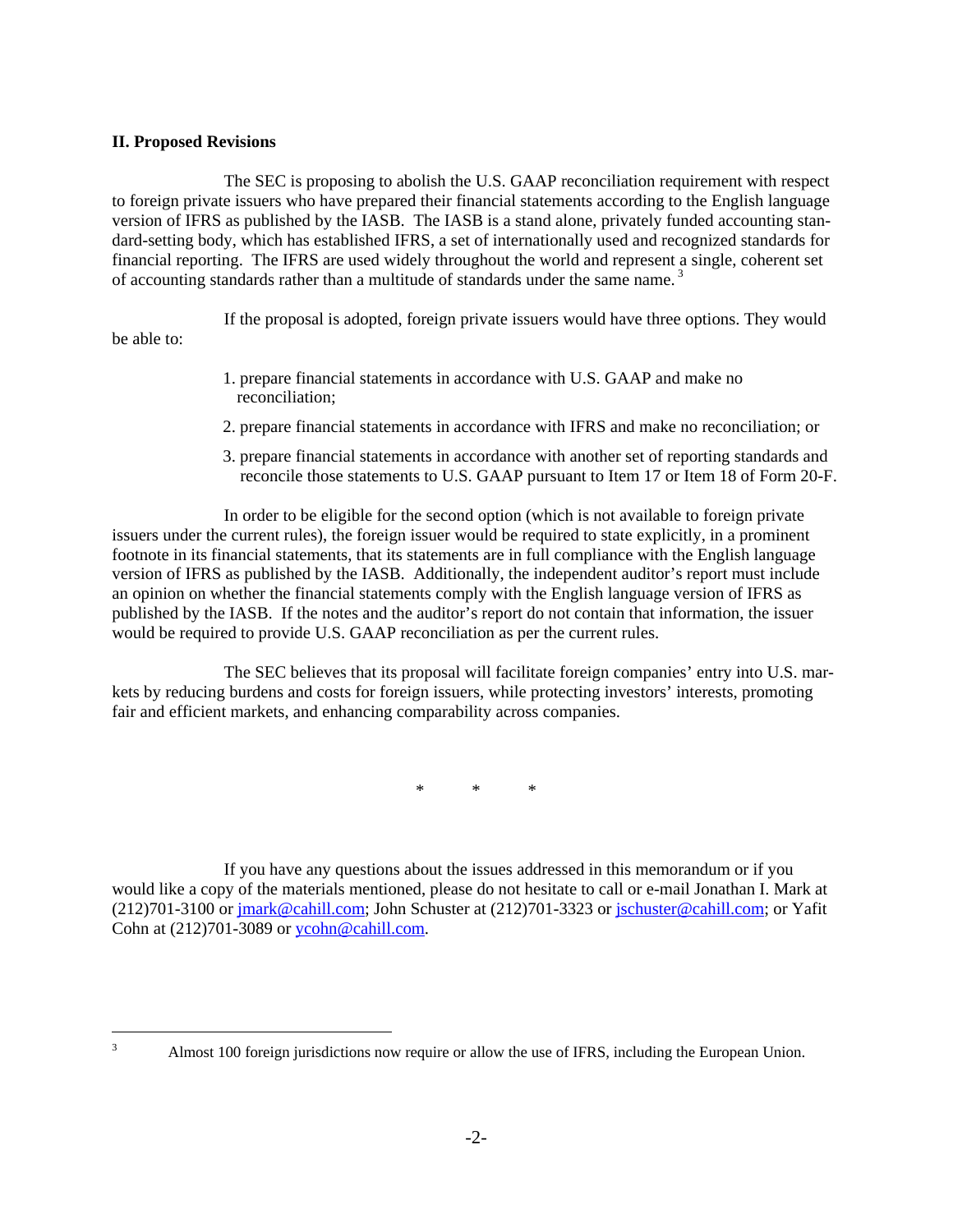**II. Proposed Revisions**

The SEC is proposing to abolish the U.S. GAAP reconciliation requirement with respect to foreign private issuers who have prepared their financial statements according to the English language version of IFRS as published by the IASB. The IASB is a stand alone, privately funded accounting standard-setting body, which has established IFRS, a set of internationally used and recognized standards for financial reporting. The IFRS are used widely throughout the world and represent a single, coherent set of accounting standards rather than a multitude of standards under the same name.[3]

If the proposal is adopted, foreign private issuers would have three options. They would be able to:

1. prepare financial statements in accordance with U.S. GAAP and make no reconciliation;
2. prepare financial statements in accordance with IFRS and make no reconciliation; or
3. prepare financial statements in accordance with another set of reporting standards and reconcile those statements to U.S. GAAP pursuant to Item 17 or Item 18 of Form 20-F.

In order to be eligible for the second option (which is not available to foreign private issuers under the current rules), the foreign issuer would be required to state explicitly, in a prominent footnote in its financial statements, that its statements are in full compliance with the English language version of IFRS as published by the IASB. Additionally, the independent auditor's report must include an opinion on whether the financial statements comply with the English language version of IFRS as published by the IASB. If the notes and the auditor's report do not contain that information, the issuer would be required to provide U.S. GAAP reconciliation as per the current rules.

The SEC believes that its proposal will facilitate foreign companies' entry into U.S. markets by reducing burdens and costs for foreign issuers, while protecting investors' interests, promoting fair and efficient markets, and enhancing comparability across companies.

\* \* \*

If you have any questions about the issues addressed in this memorandum or if you would like a copy of the materials mentioned, please do not hesitate to call or e-mail Jonathan I. Mark at (212)701-3100 or jmark@cahill.com; John Schuster at (212)701-3323 or jschuster@cahill.com; or Yafit Cohn at (212)701-3089 or ycohn@cahill.com.

---

[3] Almost 100 foreign jurisdictions now require or allow the use of IFRS, including the European Union.